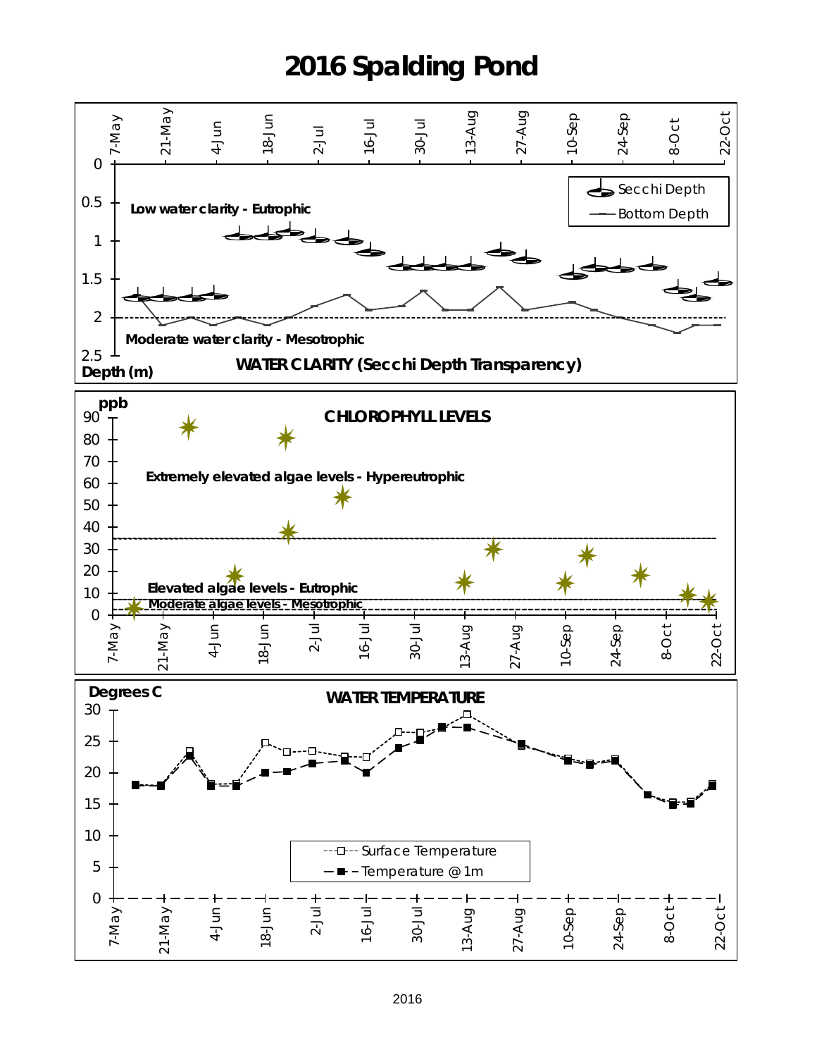# 2016 Spalding Pond

## WATER CLARITY (Secchi Depth Transparency)

Depth (m)

Low water clarity - Eutrophic

Moderate water clarity - Mesotrophic

Secchi Depth

Bottom Depth

## CHLOROPHYLL LEVELS

ppb

Extremely elevated algae levels - Hypereutrophic

Elevated algae levels - Eutrophic

Moderate algae levels - Mesotrophic

## WATER TEMPERATURE

Degrees C

Surface Temperature

Temperature @ 1m

2016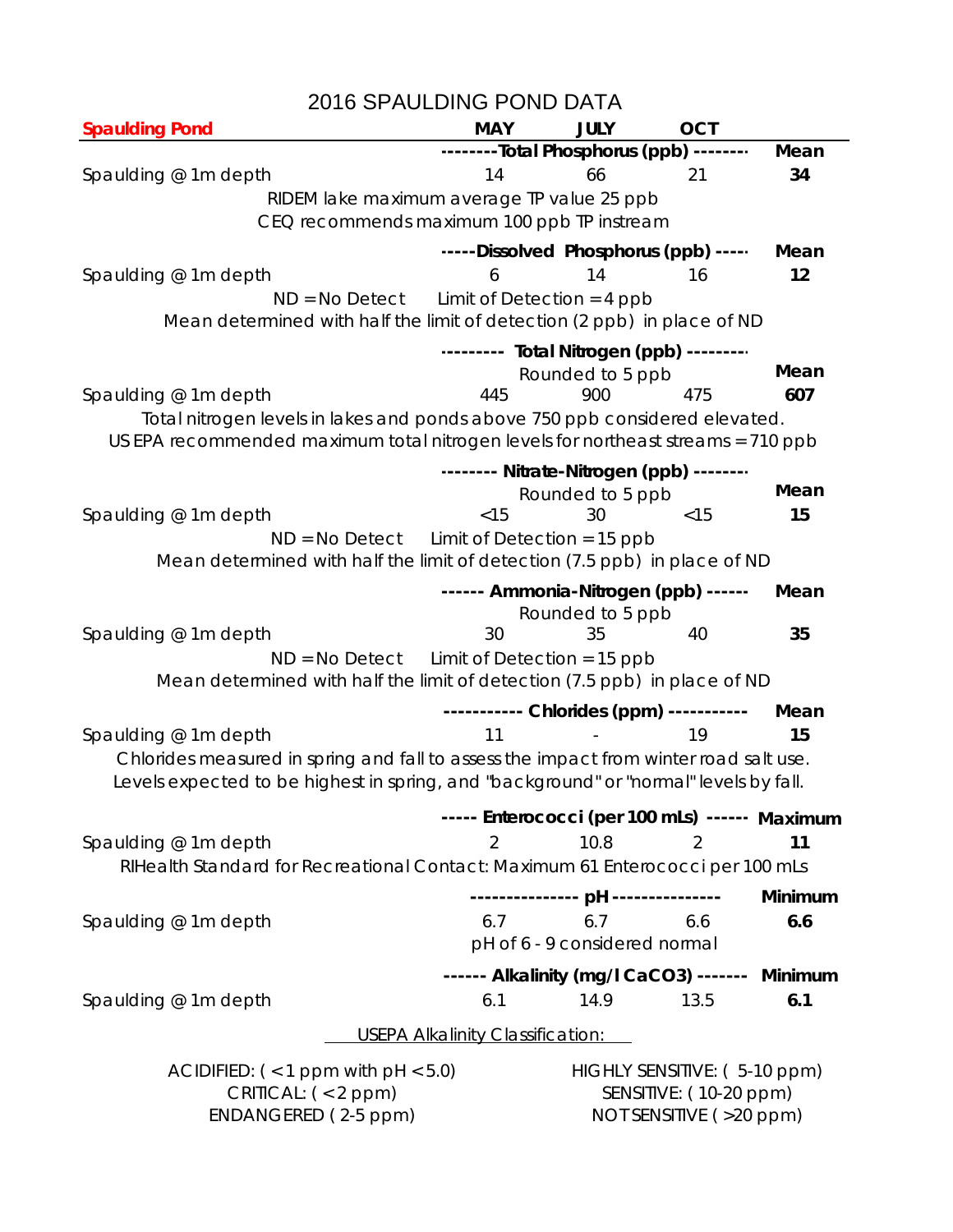# 2016 SPAULDING POND DATA

| Spaulding Pond | MAY | JULY | OCT | |
|---|---|---|---|---|
| | --------Total Phosphorus (ppb) -------- | | | Mean |
| Spaulding @ 1m depth | 14 | 66 | 21 | 34 |

RIDEM lake maximum average TP value 25 ppb

CEQ recommends maximum 100 ppb TP instream

| | MAY | JULY | OCT | |
|---|---|---|---|---|
| | -----Dissolved Phosphorus (ppb) ----- | | | Mean |
| Spaulding @ 1m depth | 6 | 14 | 16 | 12 |

ND = No Detect  Limit of Detection = 4 ppb

Mean determined with half the limit of detection (2 ppb) in place of ND

| | MAY | JULY | OCT | |
|---|---|---|---|---|
| | --------- Total Nitrogen (ppb) --------- Rounded to 5 ppb | | | Mean |
| Spaulding @ 1m depth | 445 | 900 | 475 | 607 |

Total nitrogen levels in lakes and ponds above 750 ppb considered elevated.

US EPA recommended maximum total nitrogen levels for northeast streams = 710 ppb

| | MAY | JULY | OCT | |
|---|---|---|---|---|
| | -------- Nitrate-Nitrogen (ppb) -------- Rounded to 5 ppb | | | Mean |
| Spaulding @ 1m depth | <15 | 30 | <15 | 15 |

ND = No Detect  Limit of Detection = 15 ppb

Mean determined with half the limit of detection (7.5 ppb) in place of ND

| | MAY | JULY | OCT | |
|---|---|---|---|---|
| | ------ Ammonia-Nitrogen (ppb) ------ Rounded to 5 ppb | | | Mean |
| Spaulding @ 1m depth | 30 | 35 | 40 | 35 |

ND = No Detect  Limit of Detection = 15 ppb

Mean determined with half the limit of detection (7.5 ppb) in place of ND

| | MAY | JULY | OCT | |
|---|---|---|---|---|
| | ----------- Chlorides (ppm) ----------- | | | Mean |
| Spaulding @ 1m depth | 11 | - | 19 | 15 |

Chlorides measured in spring and fall to assess the impact from winter road salt use.

Levels expected to be highest in spring, and "background" or "normal" levels by fall.

| | MAY | JULY | OCT | |
|---|---|---|---|---|
| | ----- Enterococci (per 100 mLs) ------ | | | Maximum |
| Spaulding @ 1m depth | 2 | 10.8 | 2 | 11 |

RIHealth Standard for Recreational Contact: Maximum 61 Enterococci per 100 mLs

| | MAY | JULY | OCT | |
|---|---|---|---|---|
| | --------------- pH --------------- | | | Minimum |
| Spaulding @ 1m depth | 6.7 | 6.7 | 6.6 | 6.6 |

pH of 6 - 9 considered normal

| | MAY | JULY | OCT | |
|---|---|---|---|---|
| | ------ Alkalinity (mg/l CaCO3) ------- | | | Minimum |
| Spaulding @ 1m depth | 6.1 | 14.9 | 13.5 | 6.1 |

USEPA Alkalinity Classification:

ACIDIFIED: ( < 1 ppm with pH < 5.0)

CRITICAL: ( < 2 ppm)

ENDANGERED ( 2-5 ppm)

HIGHLY SENSITIVE: ( 5-10 ppm)

SENSITIVE: ( 10-20 ppm)

NOT SENSITIVE ( >20 ppm)